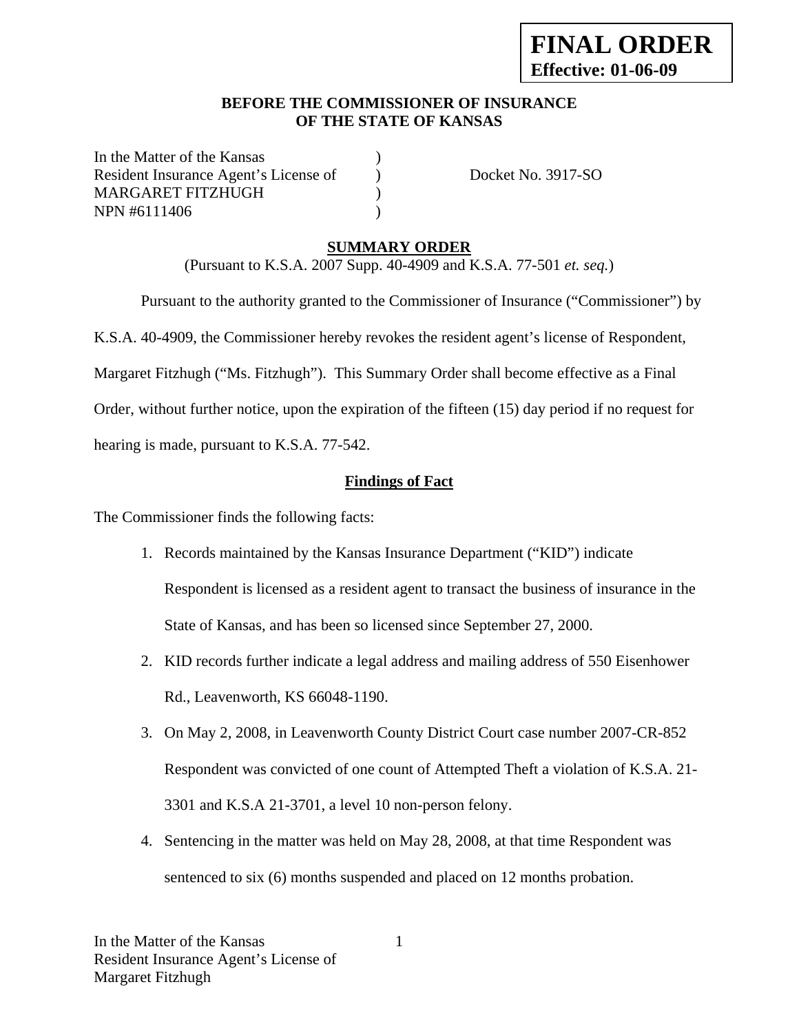**FINAL ORDER**
**Effective: 01-06-09**

**BEFORE THE COMMISSIONER OF INSURANCE**
**OF THE STATE OF KANSAS**

In the Matter of the Kansas )
Resident Insurance Agent's License of ) Docket No. 3917-SO
MARGARET FITZHUGH )
NPN #6111406 )

## SUMMARY ORDER

(Pursuant to K.S.A. 2007 Supp. 40-4909 and K.S.A. 77-501 *et. seq.*)

Pursuant to the authority granted to the Commissioner of Insurance ("Commissioner") by K.S.A. 40-4909, the Commissioner hereby revokes the resident agent's license of Respondent, Margaret Fitzhugh ("Ms. Fitzhugh"). This Summary Order shall become effective as a Final Order, without further notice, upon the expiration of the fifteen (15) day period if no request for hearing is made, pursuant to K.S.A. 77-542.

### Findings of Fact

The Commissioner finds the following facts:

1. Records maintained by the Kansas Insurance Department ("KID") indicate Respondent is licensed as a resident agent to transact the business of insurance in the State of Kansas, and has been so licensed since September 27, 2000.
2. KID records further indicate a legal address and mailing address of 550 Eisenhower Rd., Leavenworth, KS 66048-1190.
3. On May 2, 2008, in Leavenworth County District Court case number 2007-CR-852 Respondent was convicted of one count of Attempted Theft a violation of K.S.A. 21-3301 and K.S.A 21-3701, a level 10 non-person felony.
4. Sentencing in the matter was held on May 28, 2008, at that time Respondent was sentenced to six (6) months suspended and placed on 12 months probation.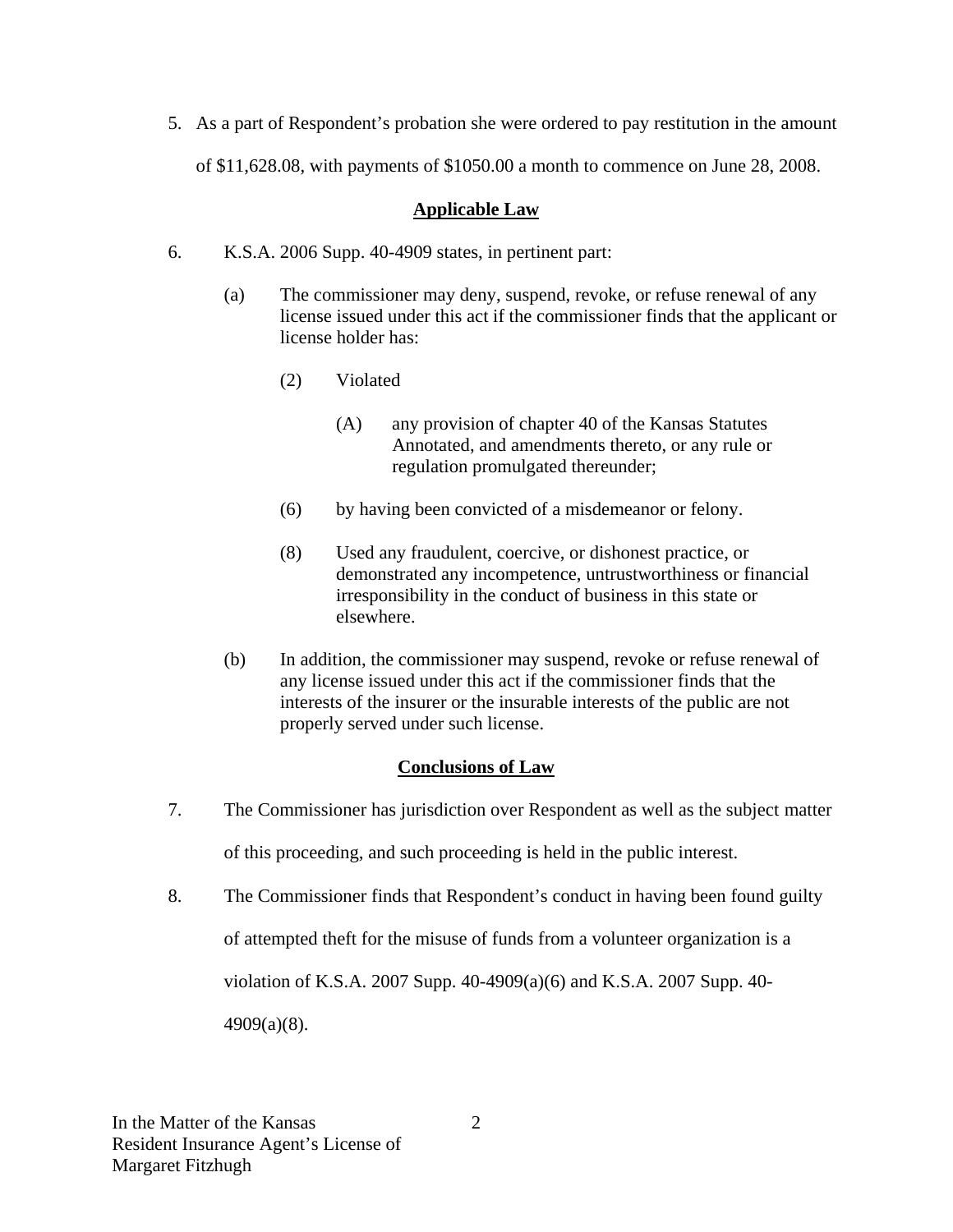5. As a part of Respondent's probation she were ordered to pay restitution in the amount of $11,628.08, with payments of $1050.00 a month to commence on June 28, 2008.

## Applicable Law

6. K.S.A. 2006 Supp. 40-4909 states, in pertinent part:

   (a) The commissioner may deny, suspend, revoke, or refuse renewal of any license issued under this act if the commissioner finds that the applicant or license holder has:

      (2) Violated

         (A) any provision of chapter 40 of the Kansas Statutes Annotated, and amendments thereto, or any rule or regulation promulgated thereunder;

      (6) by having been convicted of a misdemeanor or felony.

      (8) Used any fraudulent, coercive, or dishonest practice, or demonstrated any incompetence, untrustworthiness or financial irresponsibility in the conduct of business in this state or elsewhere.

   (b) In addition, the commissioner may suspend, revoke or refuse renewal of any license issued under this act if the commissioner finds that the interests of the insurer or the insurable interests of the public are not properly served under such license.

## Conclusions of Law

7. The Commissioner has jurisdiction over Respondent as well as the subject matter of this proceeding, and such proceeding is held in the public interest.

8. The Commissioner finds that Respondent's conduct in having been found guilty of attempted theft for the misuse of funds from a volunteer organization is a violation of K.S.A. 2007 Supp. 40-4909(a)(6) and K.S.A. 2007 Supp. 40-4909(a)(8).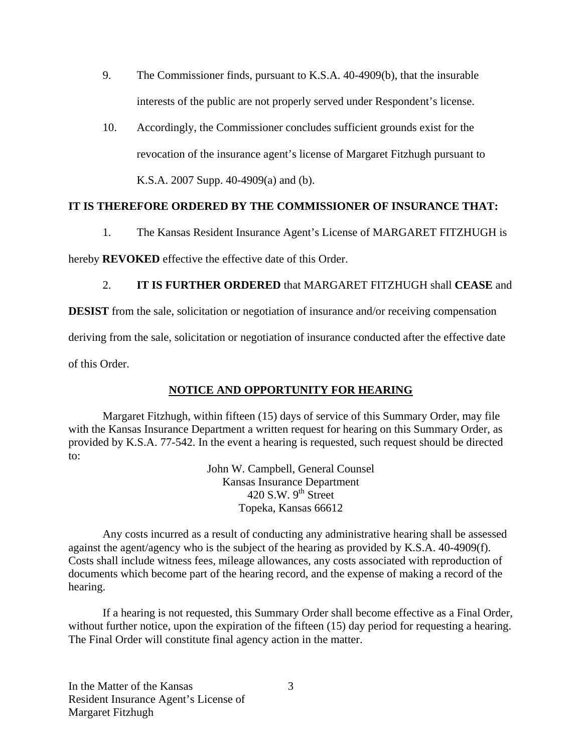9. The Commissioner finds, pursuant to K.S.A. 40-4909(b), that the insurable interests of the public are not properly served under Respondent's license.

10. Accordingly, the Commissioner concludes sufficient grounds exist for the revocation of the insurance agent's license of Margaret Fitzhugh pursuant to K.S.A. 2007 Supp. 40-4909(a) and (b).

**IT IS THEREFORE ORDERED BY THE COMMISSIONER OF INSURANCE THAT:**

1. The Kansas Resident Insurance Agent's License of MARGARET FITZHUGH is hereby **REVOKED** effective the effective date of this Order.

2. **IT IS FURTHER ORDERED** that MARGARET FITZHUGH shall **CEASE** and **DESIST** from the sale, solicitation or negotiation of insurance and/or receiving compensation deriving from the sale, solicitation or negotiation of insurance conducted after the effective date of this Order.

## NOTICE AND OPPORTUNITY FOR HEARING

Margaret Fitzhugh, within fifteen (15) days of service of this Summary Order, may file with the Kansas Insurance Department a written request for hearing on this Summary Order, as provided by K.S.A. 77-542. In the event a hearing is requested, such request should be directed to:

John W. Campbell, General Counsel
Kansas Insurance Department
420 S.W. 9th Street
Topeka, Kansas 66612

Any costs incurred as a result of conducting any administrative hearing shall be assessed against the agent/agency who is the subject of the hearing as provided by K.S.A. 40-4909(f). Costs shall include witness fees, mileage allowances, any costs associated with reproduction of documents which become part of the hearing record, and the expense of making a record of the hearing.

If a hearing is not requested, this Summary Order shall become effective as a Final Order, without further notice, upon the expiration of the fifteen (15) day period for requesting a hearing. The Final Order will constitute final agency action in the matter.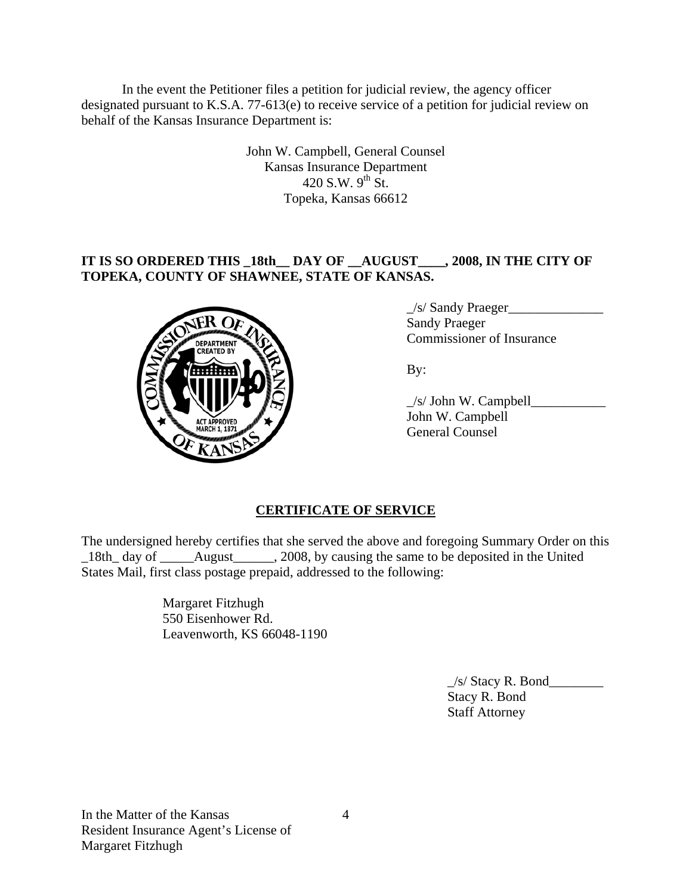In the event the Petitioner files a petition for judicial review, the agency officer designated pursuant to K.S.A. 77-613(e) to receive service of a petition for judicial review on behalf of the Kansas Insurance Department is:

John W. Campbell, General Counsel
Kansas Insurance Department
420 S.W. 9th St.
Topeka, Kansas 66612

**IT IS SO ORDERED THIS _18th__ DAY OF __AUGUST____, 2008, IN THE CITY OF TOPEKA, COUNTY OF SHAWNEE, STATE OF KANSAS.**

_/s/ Sandy Praeger______________
Sandy Praeger
Commissioner of Insurance

By:

_/s/ John W. Campbell___________
John W. Campbell
General Counsel

## CERTIFICATE OF SERVICE

The undersigned hereby certifies that she served the above and foregoing Summary Order on this _18th_ day of _____August______, 2008, by causing the same to be deposited in the United States Mail, first class postage prepaid, addressed to the following:

Margaret Fitzhugh
550 Eisenhower Rd.
Leavenworth, KS 66048-1190

_/s/ Stacy R. Bond________
Stacy R. Bond
Staff Attorney